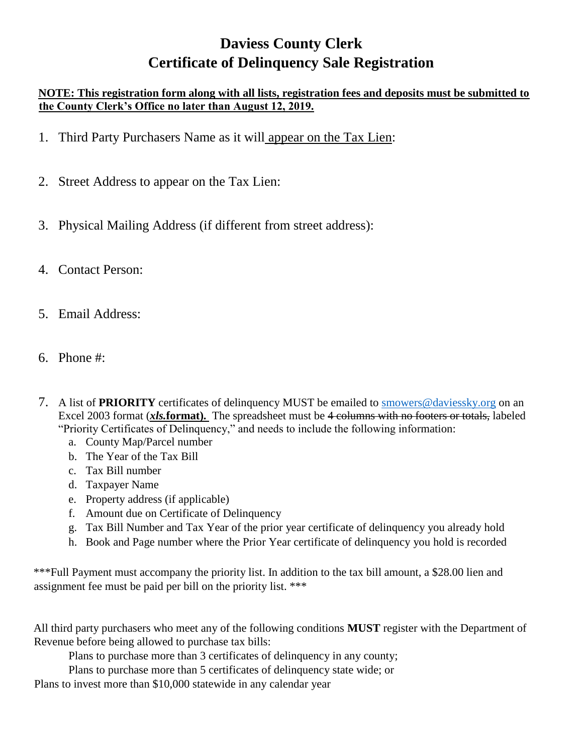# Daviess County Clerk
# Certificate of Delinquency Sale Registration

**NOTE: This registration form along with all lists, registration fees and deposits must be submitted to the County Clerk's Office no later than August 12, 2019.**

1. Third Party Purchasers Name as it will appear on the Tax Lien:

2. Street Address to appear on the Tax Lien:

3. Physical Mailing Address (if different from street address):

4. Contact Person:

5. Email Address:

6. Phone #:

7. A list of **PRIORITY** certificates of delinquency MUST be emailed to smowers@daviessky.org on an Excel 2003 format (***xls*.format).** The spreadsheet must be ~~4 columns with no footers or totals,~~ labeled "Priority Certificates of Delinquency," and needs to include the following information:
   a. County Map/Parcel number
   b. The Year of the Tax Bill
   c. Tax Bill number
   d. Taxpayer Name
   e. Property address (if applicable)
   f. Amount due on Certificate of Delinquency
   g. Tax Bill Number and Tax Year of the prior year certificate of delinquency you already hold
   h. Book and Page number where the Prior Year certificate of delinquency you hold is recorded

***Full Payment must accompany the priority list. In addition to the tax bill amount, a $28.00 lien and assignment fee must be paid per bill on the priority list. ***

All third party purchasers who meet any of the following conditions **MUST** register with the Department of Revenue before being allowed to purchase tax bills:

Plans to purchase more than 3 certificates of delinquency in any county;

Plans to purchase more than 5 certificates of delinquency state wide; or

Plans to invest more than $10,000 statewide in any calendar year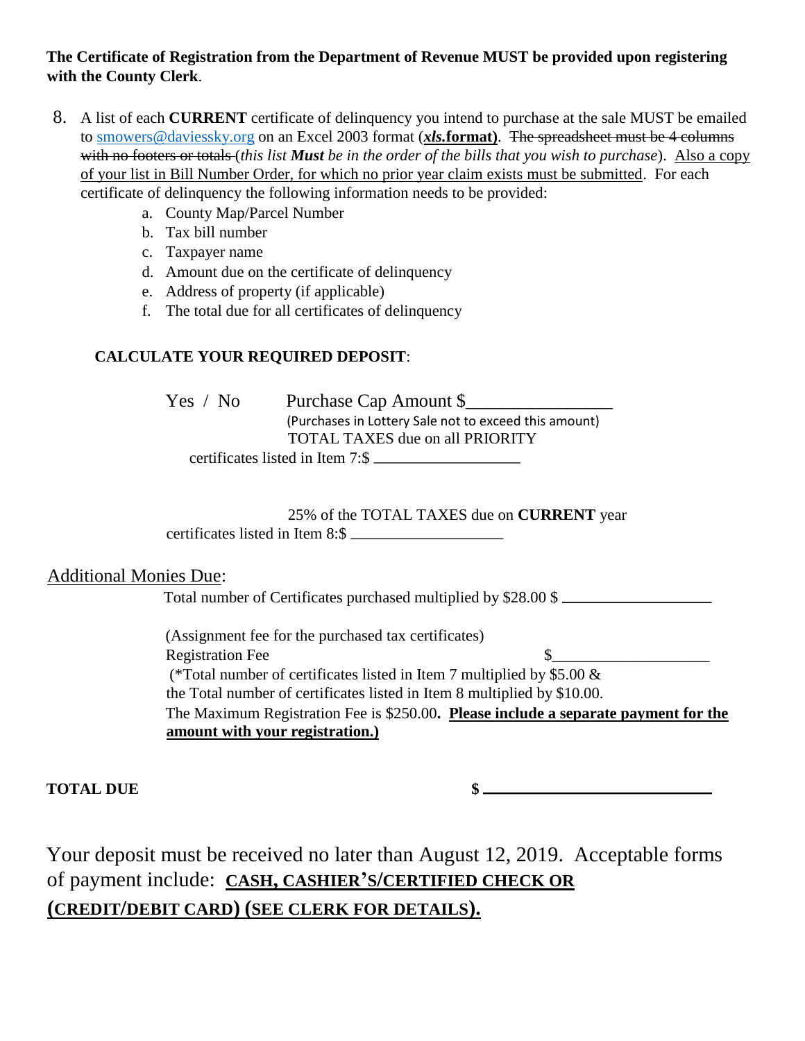**The Certificate of Registration from the Department of Revenue MUST be provided upon registering with the County Clerk**.

8. A list of each **CURRENT** certificate of delinquency you intend to purchase at the sale MUST be emailed to smowers@daviessky.org on an Excel 2003 format (***xls*.format)**. ~~The spreadsheet must be 4 columns with no footers or totals~~ (*this list **Must** be in the order of the bills that you wish to purchase*). <u>Also a copy of your list in Bill Number Order, for which no prior year claim exists must be submitted</u>. For each certificate of delinquency the following information needs to be provided:
    a. County Map/Parcel Number
    b. Tax bill number
    c. Taxpayer name
    d. Amount due on the certificate of delinquency
    e. Address of property (if applicable)
    f. The total due for all certificates of delinquency

**CALCULATE YOUR REQUIRED DEPOSIT**:

Yes / No Purchase Cap Amount $________________
(Purchases in Lottery Sale not to exceed this amount)

TOTAL TAXES due on all PRIORITY certificates listed in Item 7:$ __________________

25% of the TOTAL TAXES due on **CURRENT** year certificates listed in Item 8:$ __________________

<u>Additional Monies Due</u>:

Total number of Certificates purchased multiplied by $28.00 $ __________________

(Assignment fee for the purchased tax certificates)

Registration Fee $__________________

(*Total number of certificates listed in Item 7 multiplied by $5.00 & the Total number of certificates listed in Item 8 multiplied by $10.00. The Maximum Registration Fee is $250.00**. <u>Please include a separate payment for the amount with your registration.)</u>**

**TOTAL DUE** **$** __________________________

Your deposit must be received no later than August 12, 2019. Acceptable forms of payment include: **<u>CASH, CASHIER'S/CERTIFIED CHECK OR (CREDIT/DEBIT CARD) (SEE CLERK FOR DETAILS).</u>**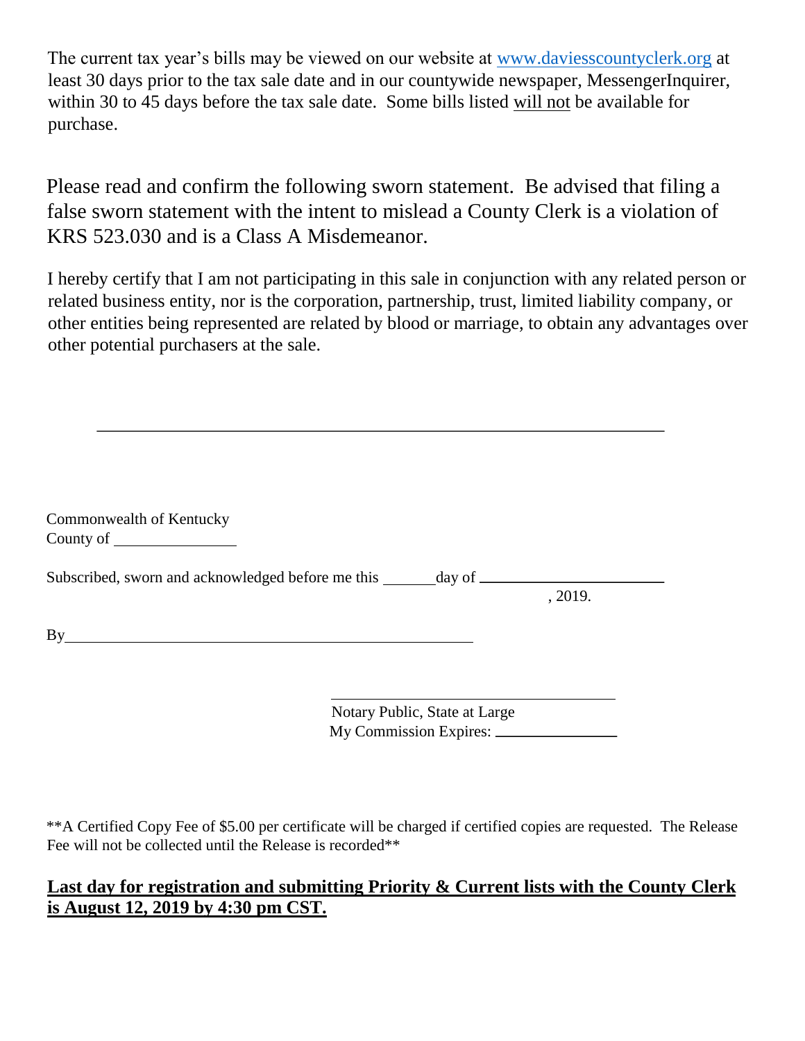The current tax year's bills may be viewed on our website at www.daviesscountyclerk.org at least 30 days prior to the tax sale date and in our countywide newspaper, MessengerInquirer, within 30 to 45 days before the tax sale date. Some bills listed will not be available for purchase.

Please read and confirm the following sworn statement. Be advised that filing a false sworn statement with the intent to mislead a County Clerk is a violation of KRS 523.030 and is a Class A Misdemeanor.

I hereby certify that I am not participating in this sale in conjunction with any related person or related business entity, nor is the corporation, partnership, trust, limited liability company, or other entities being represented are related by blood or marriage, to obtain any advantages over other potential purchasers at the sale.

\_\_\_\_\_\_\_\_\_\_\_\_\_\_\_\_\_\_\_\_\_\_\_\_\_\_\_\_\_\_\_\_\_\_\_\_\_\_\_\_\_\_\_\_\_\_\_\_\_\_\_\_\_\_\_\_

Commonwealth of Kentucky
County of \_\_\_\_\_\_\_\_\_\_\_\_\_\_\_\_

Subscribed, sworn and acknowledged before me this \_\_\_\_\_\_\_day of \_\_\_\_\_\_\_\_\_\_\_\_\_\_\_\_\_\_\_\_\_\_\_\_, 2019.

By\_\_\_\_\_\_\_\_\_\_\_\_\_\_\_\_\_\_\_\_\_\_\_\_\_\_\_\_\_\_\_\_\_\_\_\_\_\_\_\_\_\_\_\_\_\_\_\_\_\_\_\_

\_\_\_\_\_\_\_\_\_\_\_\_\_\_\_\_\_\_\_\_\_\_\_\_\_\_\_\_\_\_\_\_\_\_\_\_\_\_\_\_
Notary Public, State at Large
My Commission Expires: \_\_\_\_\_\_\_\_\_\_\_\_\_\_\_\_

\*\*A Certified Copy Fee of $5.00 per certificate will be charged if certified copies are requested. The Release Fee will not be collected until the Release is recorded\*\*

**Last day for registration and submitting Priority & Current lists with the County Clerk is August 12, 2019 by 4:30 pm CST.**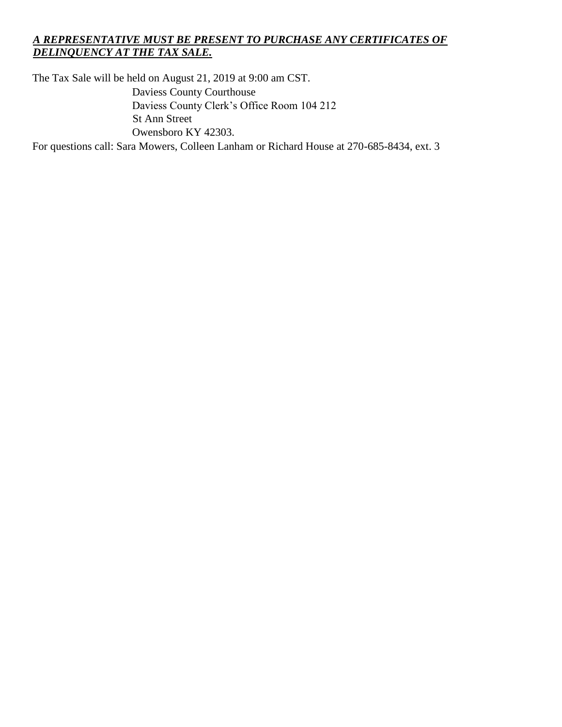***A REPRESENTATIVE MUST BE PRESENT TO PURCHASE ANY CERTIFICATES OF DELINQUENCY AT THE TAX SALE.***

The Tax Sale will be held on August 21, 2019 at 9:00 am CST.

Daviess County Courthouse
Daviess County Clerk's Office Room 104 212
St Ann Street
Owensboro KY 42303.

For questions call: Sara Mowers, Colleen Lanham or Richard House at 270-685-8434, ext. 3